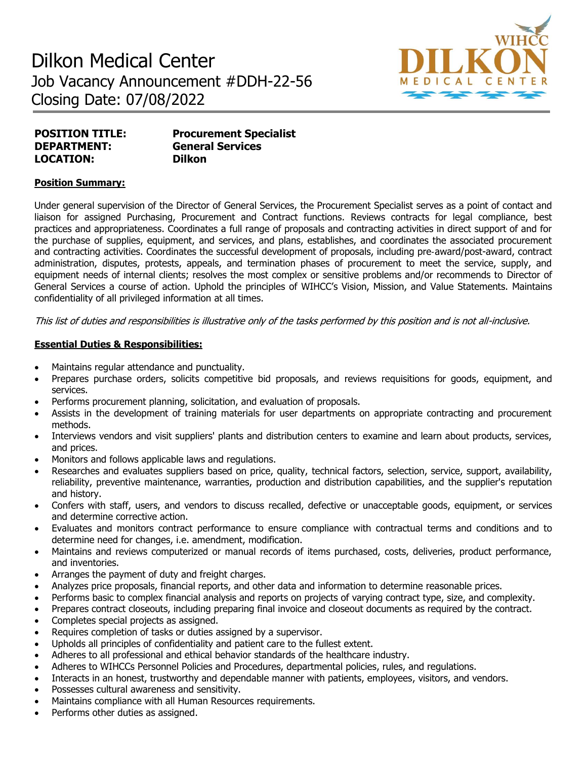# Dilkon Medical Center

## Job Vacancy Announcement #DDH-22-56

## Closing Date: 07/08/2022

**POSITION TITLE:** **Procurement Specialist**
**DEPARTMENT:** **General Services**
**LOCATION:** **Dilkon**

**Position Summary:**

Under general supervision of the Director of General Services, the Procurement Specialist serves as a point of contact and liaison for assigned Purchasing, Procurement and Contract functions. Reviews contracts for legal compliance, best practices and appropriateness. Coordinates a full range of proposals and contracting activities in direct support of and for the purchase of supplies, equipment, and services, and plans, establishes, and coordinates the associated procurement and contracting activities. Coordinates the successful development of proposals, including pre-award/post-award, contract administration, disputes, protests, appeals, and termination phases of procurement to meet the service, supply, and equipment needs of internal clients; resolves the most complex or sensitive problems and/or recommends to Director of General Services a course of action. Uphold the principles of WIHCC's Vision, Mission, and Value Statements. Maintains confidentiality of all privileged information at all times.

*This list of duties and responsibilities is illustrative only of the tasks performed by this position and is not all-inclusive.*

**Essential Duties & Responsibilities:**

- Maintains regular attendance and punctuality.
- Prepares purchase orders, solicits competitive bid proposals, and reviews requisitions for goods, equipment, and services.
- Performs procurement planning, solicitation, and evaluation of proposals.
- Assists in the development of training materials for user departments on appropriate contracting and procurement methods.
- Interviews vendors and visit suppliers' plants and distribution centers to examine and learn about products, services, and prices.
- Monitors and follows applicable laws and regulations.
- Researches and evaluates suppliers based on price, quality, technical factors, selection, service, support, availability, reliability, preventive maintenance, warranties, production and distribution capabilities, and the supplier's reputation and history.
- Confers with staff, users, and vendors to discuss recalled, defective or unacceptable goods, equipment, or services and determine corrective action.
- Evaluates and monitors contract performance to ensure compliance with contractual terms and conditions and to determine need for changes, i.e. amendment, modification.
- Maintains and reviews computerized or manual records of items purchased, costs, deliveries, product performance, and inventories.
- Arranges the payment of duty and freight charges.
- Analyzes price proposals, financial reports, and other data and information to determine reasonable prices.
- Performs basic to complex financial analysis and reports on projects of varying contract type, size, and complexity.
- Prepares contract closeouts, including preparing final invoice and closeout documents as required by the contract.
- Completes special projects as assigned.
- Requires completion of tasks or duties assigned by a supervisor.
- Upholds all principles of confidentiality and patient care to the fullest extent.
- Adheres to all professional and ethical behavior standards of the healthcare industry.
- Adheres to WIHCCs Personnel Policies and Procedures, departmental policies, rules, and regulations.
- Interacts in an honest, trustworthy and dependable manner with patients, employees, visitors, and vendors.
- Possesses cultural awareness and sensitivity.
- Maintains compliance with all Human Resources requirements.
- Performs other duties as assigned.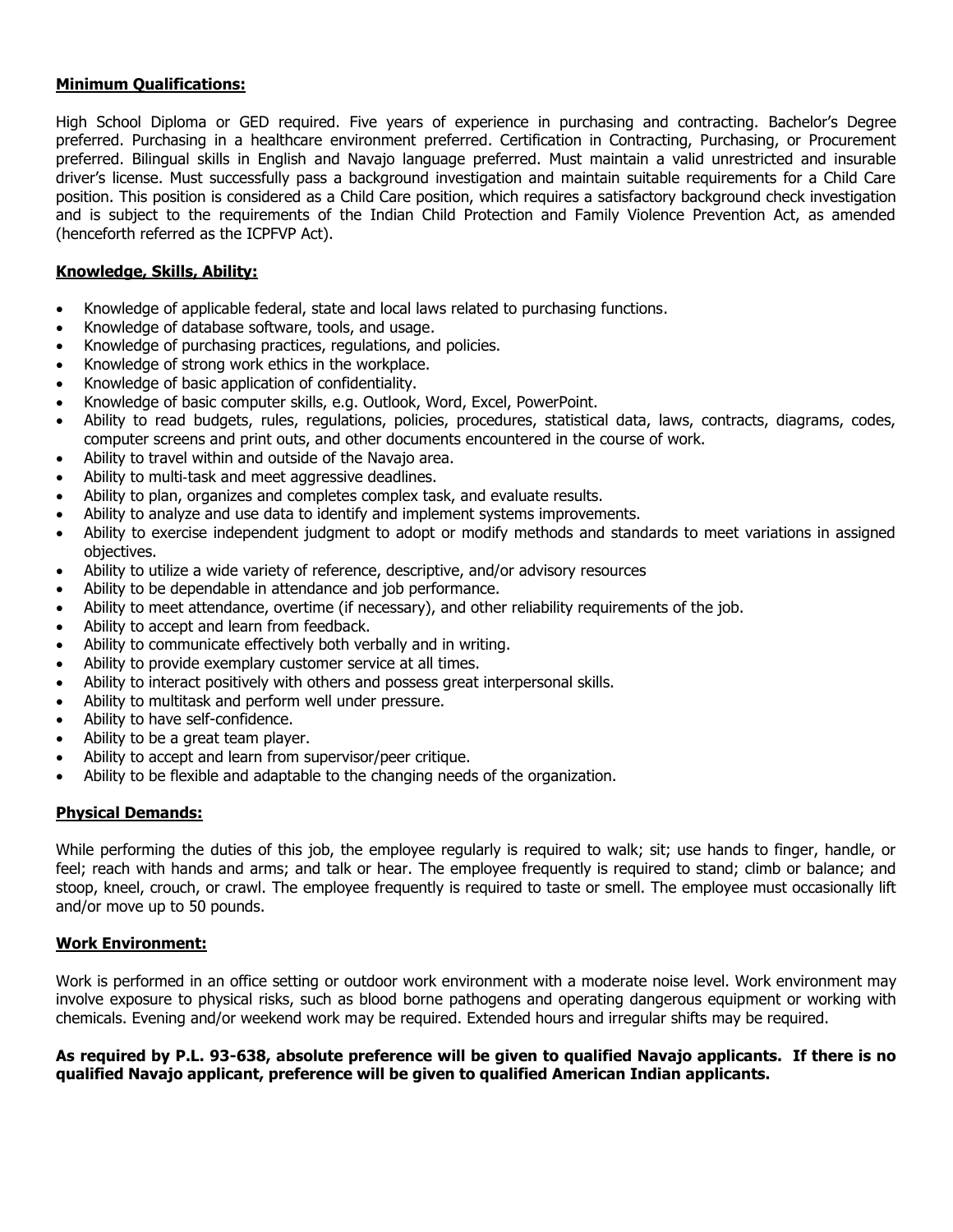**Minimum Qualifications:**

High School Diploma or GED required. Five years of experience in purchasing and contracting. Bachelor's Degree preferred. Purchasing in a healthcare environment preferred. Certification in Contracting, Purchasing, or Procurement preferred. Bilingual skills in English and Navajo language preferred. Must maintain a valid unrestricted and insurable driver's license. Must successfully pass a background investigation and maintain suitable requirements for a Child Care position. This position is considered as a Child Care position, which requires a satisfactory background check investigation and is subject to the requirements of the Indian Child Protection and Family Violence Prevention Act, as amended (henceforth referred as the ICPFVP Act).

**Knowledge, Skills, Ability:**

- Knowledge of applicable federal, state and local laws related to purchasing functions.
- Knowledge of database software, tools, and usage.
- Knowledge of purchasing practices, regulations, and policies.
- Knowledge of strong work ethics in the workplace.
- Knowledge of basic application of confidentiality.
- Knowledge of basic computer skills, e.g. Outlook, Word, Excel, PowerPoint.
- Ability to read budgets, rules, regulations, policies, procedures, statistical data, laws, contracts, diagrams, codes, computer screens and print outs, and other documents encountered in the course of work.
- Ability to travel within and outside of the Navajo area.
- Ability to multi-task and meet aggressive deadlines.
- Ability to plan, organizes and completes complex task, and evaluate results.
- Ability to analyze and use data to identify and implement systems improvements.
- Ability to exercise independent judgment to adopt or modify methods and standards to meet variations in assigned objectives.
- Ability to utilize a wide variety of reference, descriptive, and/or advisory resources
- Ability to be dependable in attendance and job performance.
- Ability to meet attendance, overtime (if necessary), and other reliability requirements of the job.
- Ability to accept and learn from feedback.
- Ability to communicate effectively both verbally and in writing.
- Ability to provide exemplary customer service at all times.
- Ability to interact positively with others and possess great interpersonal skills.
- Ability to multitask and perform well under pressure.
- Ability to have self-confidence.
- Ability to be a great team player.
- Ability to accept and learn from supervisor/peer critique.
- Ability to be flexible and adaptable to the changing needs of the organization.

**Physical Demands:**

While performing the duties of this job, the employee regularly is required to walk; sit; use hands to finger, handle, or feel; reach with hands and arms; and talk or hear. The employee frequently is required to stand; climb or balance; and stoop, kneel, crouch, or crawl. The employee frequently is required to taste or smell. The employee must occasionally lift and/or move up to 50 pounds.

**Work Environment:**

Work is performed in an office setting or outdoor work environment with a moderate noise level. Work environment may involve exposure to physical risks, such as blood borne pathogens and operating dangerous equipment or working with chemicals. Evening and/or weekend work may be required. Extended hours and irregular shifts may be required.

**As required by P.L. 93-638, absolute preference will be given to qualified Navajo applicants. If there is no qualified Navajo applicant, preference will be given to qualified American Indian applicants.**